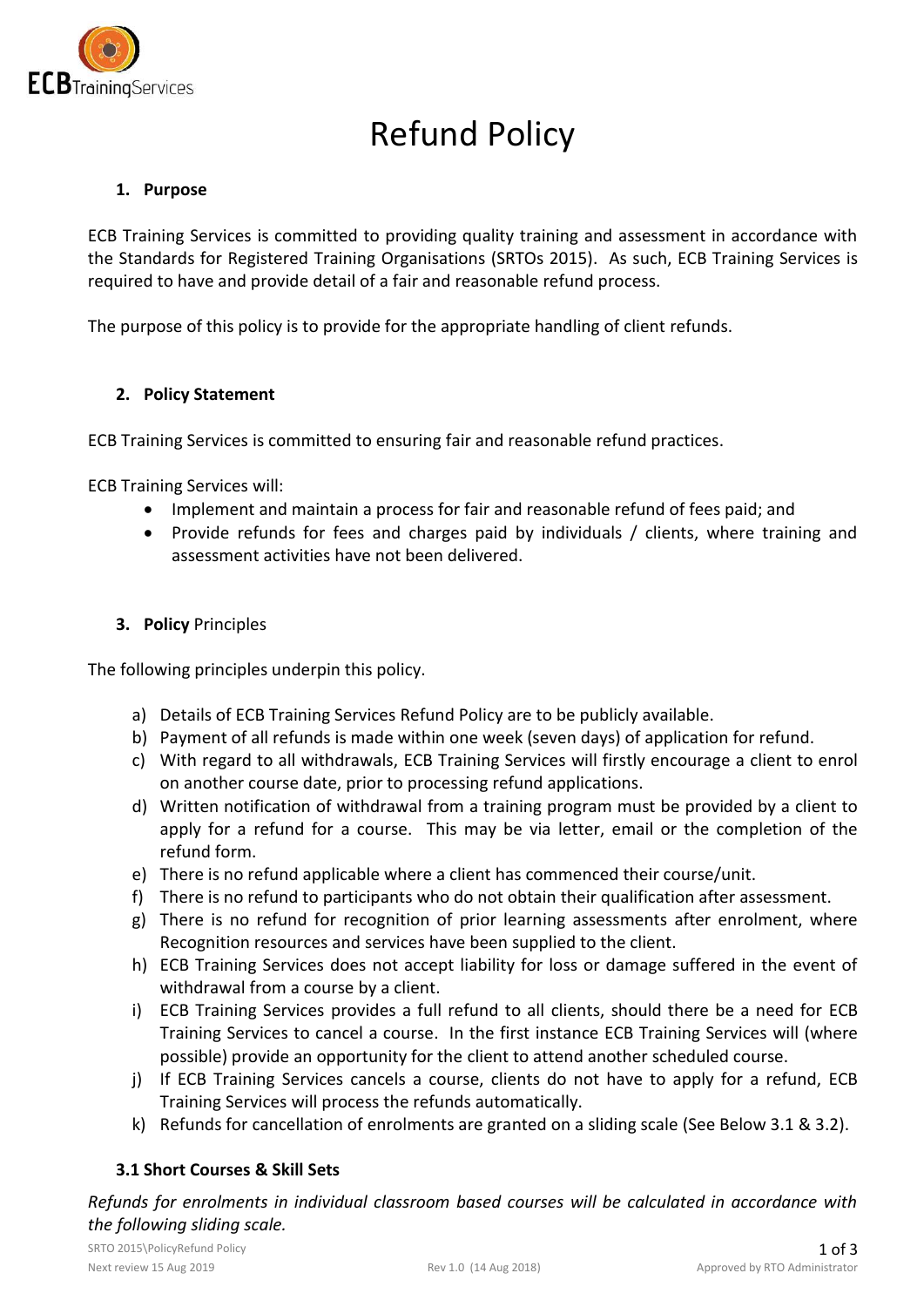# Refund Policy

## 1. Purpose

ECB Training Services is committed to providing quality training and assessment in accordance with the Standards for Registered Training Organisations (SRTOs 2015). As such, ECB Training Services is required to have and provide detail of a fair and reasonable refund process.

The purpose of this policy is to provide for the appropriate handling of client refunds.

## 2. Policy Statement

ECB Training Services is committed to ensuring fair and reasonable refund practices.

ECB Training Services will:

- Implement and maintain a process for fair and reasonable refund of fees paid; and
- Provide refunds for fees and charges paid by individuals / clients, where training and assessment activities have not been delivered.

## 3. **Policy** Principles

The following principles underpin this policy.

a) Details of ECB Training Services Refund Policy are to be publicly available.
b) Payment of all refunds is made within one week (seven days) of application for refund.
c) With regard to all withdrawals, ECB Training Services will firstly encourage a client to enrol on another course date, prior to processing refund applications.
d) Written notification of withdrawal from a training program must be provided by a client to apply for a refund for a course. This may be via letter, email or the completion of the refund form.
e) There is no refund applicable where a client has commenced their course/unit.
f) There is no refund to participants who do not obtain their qualification after assessment.
g) There is no refund for recognition of prior learning assessments after enrolment, where Recognition resources and services have been supplied to the client.
h) ECB Training Services does not accept liability for loss or damage suffered in the event of withdrawal from a course by a client.
i) ECB Training Services provides a full refund to all clients, should there be a need for ECB Training Services to cancel a course. In the first instance ECB Training Services will (where possible) provide an opportunity for the client to attend another scheduled course.
j) If ECB Training Services cancels a course, clients do not have to apply for a refund, ECB Training Services will process the refunds automatically.
k) Refunds for cancellation of enrolments are granted on a sliding scale (See Below 3.1 & 3.2).

### 3.1 Short Courses & Skill Sets

*Refunds for enrolments in individual classroom based courses will be calculated in accordance with the following sliding scale.*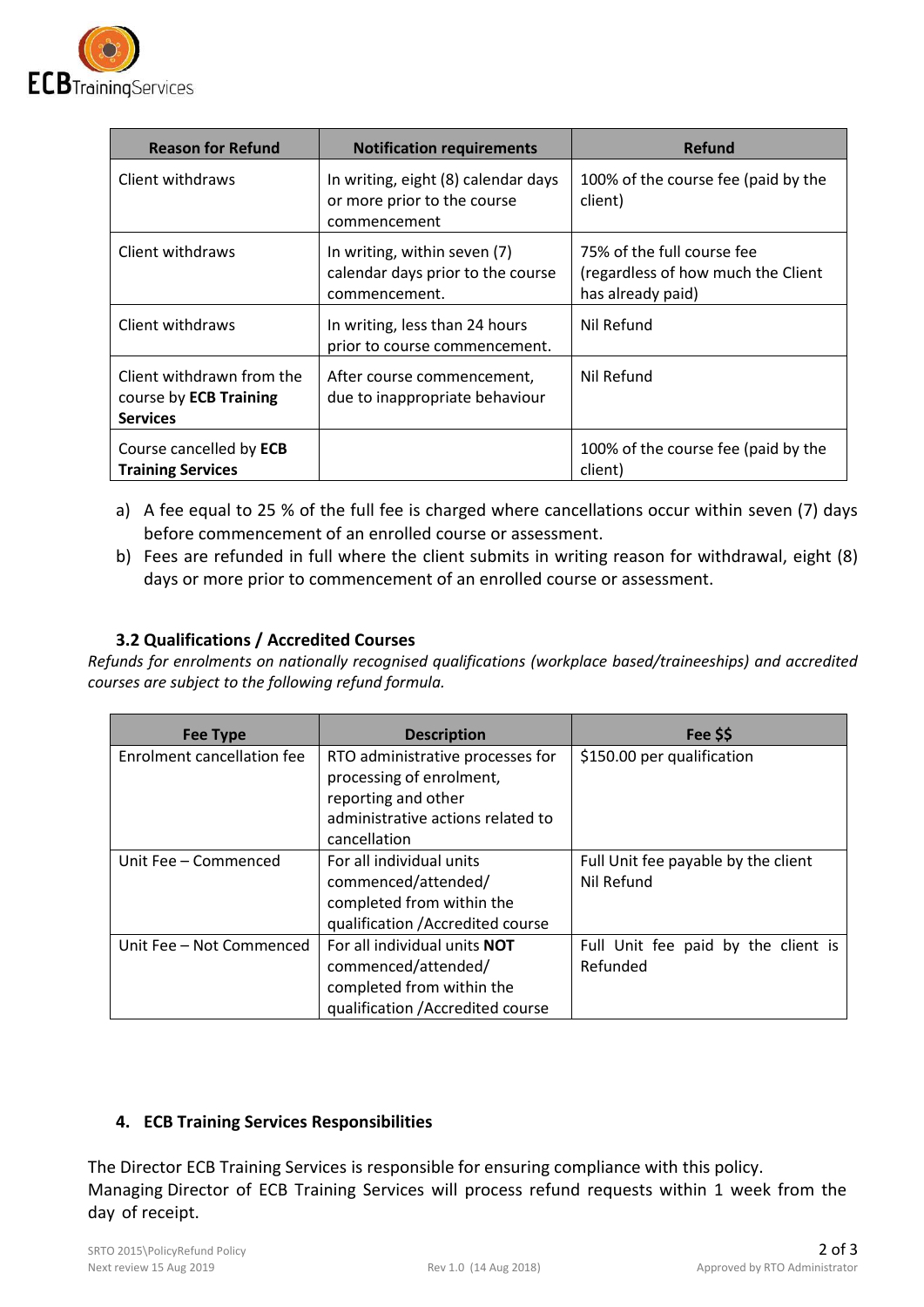| Reason for Refund | Notification requirements | Refund |
|---|---|---|
| Client withdraws | In writing, eight (8) calendar days or more prior to the course commencement | 100% of the course fee (paid by the client) |
| Client withdraws | In writing, within seven (7) calendar days prior to the course commencement. | 75% of the full course fee (regardless of how much the Client has already paid) |
| Client withdraws | In writing, less than 24 hours prior to course commencement. | Nil Refund |
| Client withdrawn from the course by **ECB Training Services** | After course commencement, due to inappropriate behaviour | Nil Refund |
| Course cancelled by **ECB Training Services** | | 100% of the course fee (paid by the client) |

a) A fee equal to 25 % of the full fee is charged where cancellations occur within seven (7) days before commencement of an enrolled course or assessment.

b) Fees are refunded in full where the client submits in writing reason for withdrawal, eight (8) days or more prior to commencement of an enrolled course or assessment.

### 3.2 Qualifications / Accredited Courses

*Refunds for enrolments on nationally recognised qualifications (workplace based/traineeships) and accredited courses are subject to the following refund formula.*

| Fee Type | Description | Fee $$ |
|---|---|---|
| Enrolment cancellation fee | RTO administrative processes for processing of enrolment, reporting and other administrative actions related to cancellation | $150.00 per qualification |
| Unit Fee – Commenced | For all individual units commenced/attended/ completed from within the qualification /Accredited course | Full Unit fee payable by the client Nil Refund |
| Unit Fee – Not Commenced | For all individual units **NOT** commenced/attended/ completed from within the qualification /Accredited course | Full Unit fee paid by the client is Refunded |

### 4. ECB Training Services Responsibilities

The Director ECB Training Services is responsible for ensuring compliance with this policy.
Managing Director of ECB Training Services will process refund requests within 1 week from the day of receipt.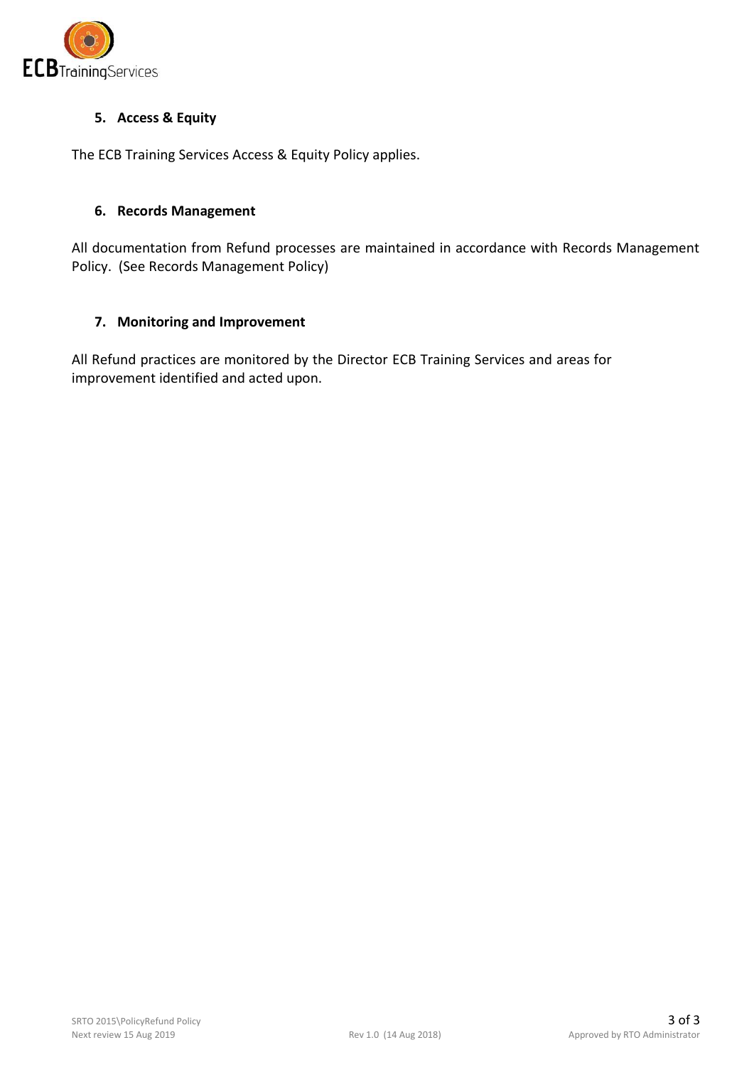## 5. Access & Equity

The ECB Training Services Access & Equity Policy applies.

## 6. Records Management

All documentation from Refund processes are maintained in accordance with Records Management Policy. (See Records Management Policy)

## 7. Monitoring and Improvement

All Refund practices are monitored by the Director ECB Training Services and areas for improvement identified and acted upon.